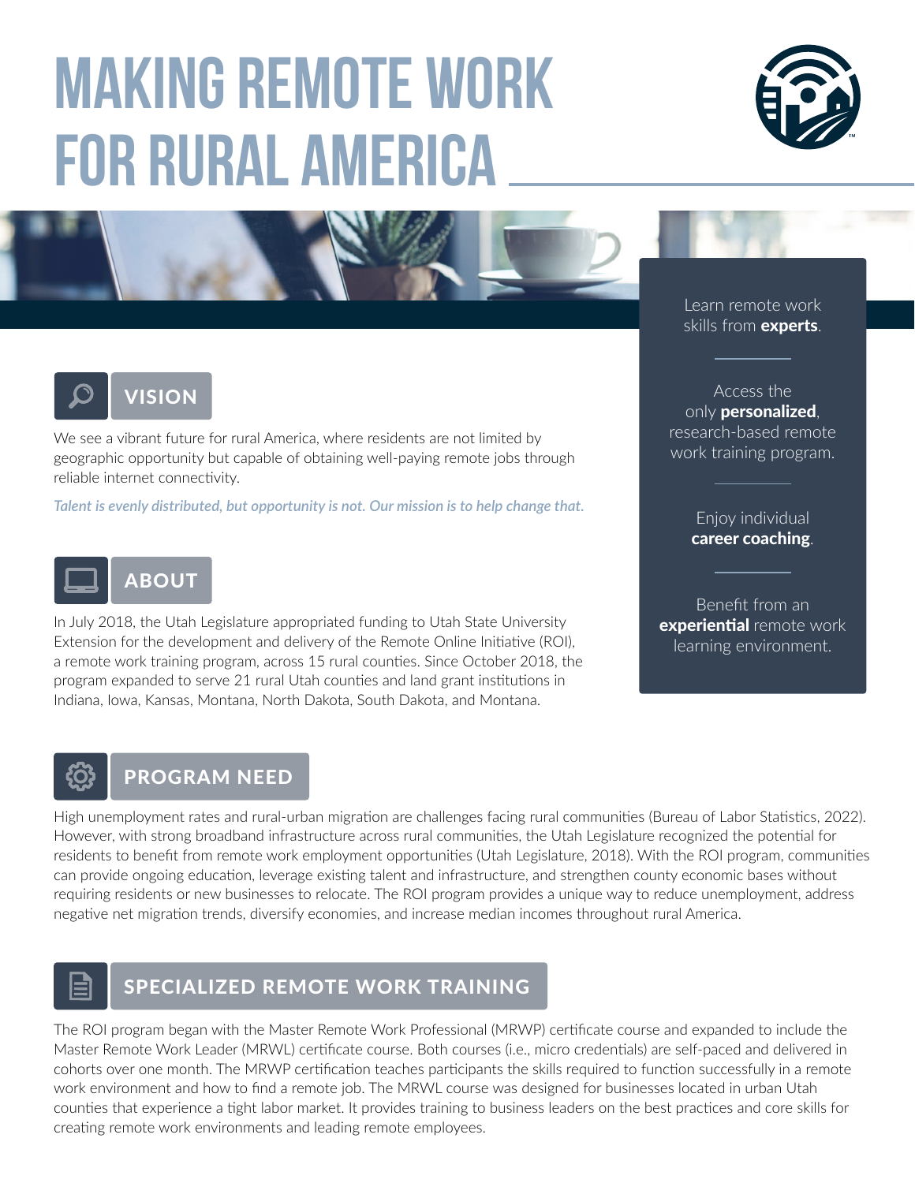# MAKING REMOTE WORK FOR RURAL AMERICA

Learn remote work skills from **experts**.

Access the only **personalized**, research-based remote work training program.

Enjoy individual **career coaching**.

Benefit from an **experiential** remote work learning environment.

## VISION

We see a vibrant future for rural America, where residents are not limited by geographic opportunity but capable of obtaining well-paying remote jobs through reliable internet connectivity.

*Talent is evenly distributed, but opportunity is not. Our mission is to help change that.*

## ABOUT

In July 2018, the Utah Legislature appropriated funding to Utah State University Extension for the development and delivery of the Remote Online Initiative (ROI), a remote work training program, across 15 rural counties. Since October 2018, the program expanded to serve 21 rural Utah counties and land grant institutions in Indiana, Iowa, Kansas, Montana, North Dakota, South Dakota, and Montana.

## PROGRAM NEED

High unemployment rates and rural-urban migration are challenges facing rural communities (Bureau of Labor Statistics, 2022). However, with strong broadband infrastructure across rural communities, the Utah Legislature recognized the potential for residents to benefit from remote work employment opportunities (Utah Legislature, 2018). With the ROI program, communities can provide ongoing education, leverage existing talent and infrastructure, and strengthen county economic bases without requiring residents or new businesses to relocate. The ROI program provides a unique way to reduce unemployment, address negative net migration trends, diversify economies, and increase median incomes throughout rural America.

## SPECIALIZED REMOTE WORK TRAINING

The ROI program began with the Master Remote Work Professional (MRWP) certificate course and expanded to include the Master Remote Work Leader (MRWL) certificate course. Both courses (i.e., micro credentials) are self-paced and delivered in cohorts over one month. The MRWP certification teaches participants the skills required to function successfully in a remote work environment and how to find a remote job. The MRWL course was designed for businesses located in urban Utah counties that experience a tight labor market. It provides training to business leaders on the best practices and core skills for creating remote work environments and leading remote employees.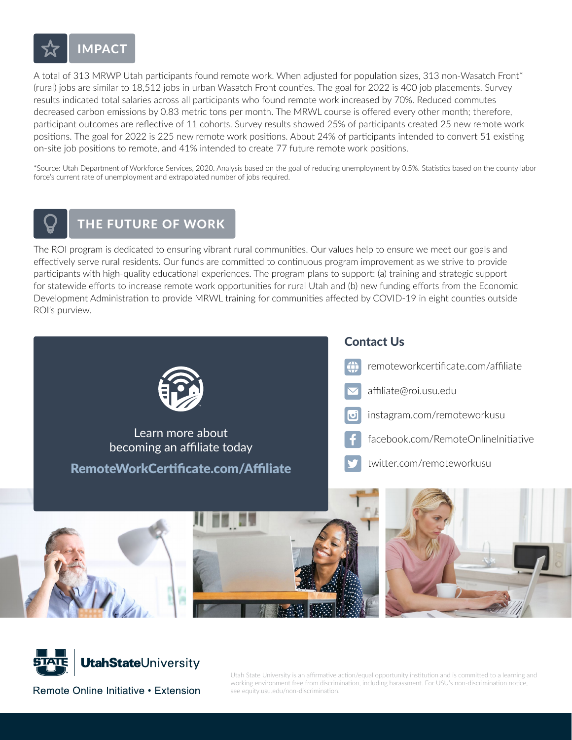## IMPACT

A total of 313 MRWP Utah participants found remote work. When adjusted for population sizes, 313 non-Wasatch Front* (rural) jobs are similar to 18,512 jobs in urban Wasatch Front counties. The goal for 2022 is 400 job placements. Survey results indicated total salaries across all participants who found remote work increased by 70%. Reduced commutes decreased carbon emissions by 0.83 metric tons per month. The MRWL course is offered every other month; therefore, participant outcomes are reflective of 11 cohorts. Survey results showed 25% of participants created 25 new remote work positions. The goal for 2022 is 225 new remote work positions. About 24% of participants intended to convert 51 existing on-site job positions to remote, and 41% intended to create 77 future remote work positions.

*Source: Utah Department of Workforce Services, 2020. Analysis based on the goal of reducing unemployment by 0.5%. Statistics based on the county labor force's current rate of unemployment and extrapolated number of jobs required.

## THE FUTURE OF WORK

The ROI program is dedicated to ensuring vibrant rural communities. Our values help to ensure we meet our goals and effectively serve rural residents. Our funds are committed to continuous program improvement as we strive to provide participants with high-quality educational experiences. The program plans to support: (a) training and strategic support for statewide efforts to increase remote work opportunities for rural Utah and (b) new funding efforts from the Economic Development Administration to provide MRWL training for communities affected by COVID-19 in eight counties outside ROI's purview.

Learn more about becoming an affiliate today

**RemoteWorkCertificate.com/Affiliate**

### Contact Us

- remoteworkcertificate.com/affiliate
- affiliate@roi.usu.edu
- instagram.com/remoteworkusu
- facebook.com/RemoteOnlineInitiative
- twitter.com/remoteworkusu

UtahStateUniversity

Remote Online Initiative • Extension

Utah State University is an affirmative action/equal opportunity institution and is committed to a learning and working environment free from discrimination, including harassment. For USU's non-discrimination notice, see equity.usu.edu/non-discrimination.